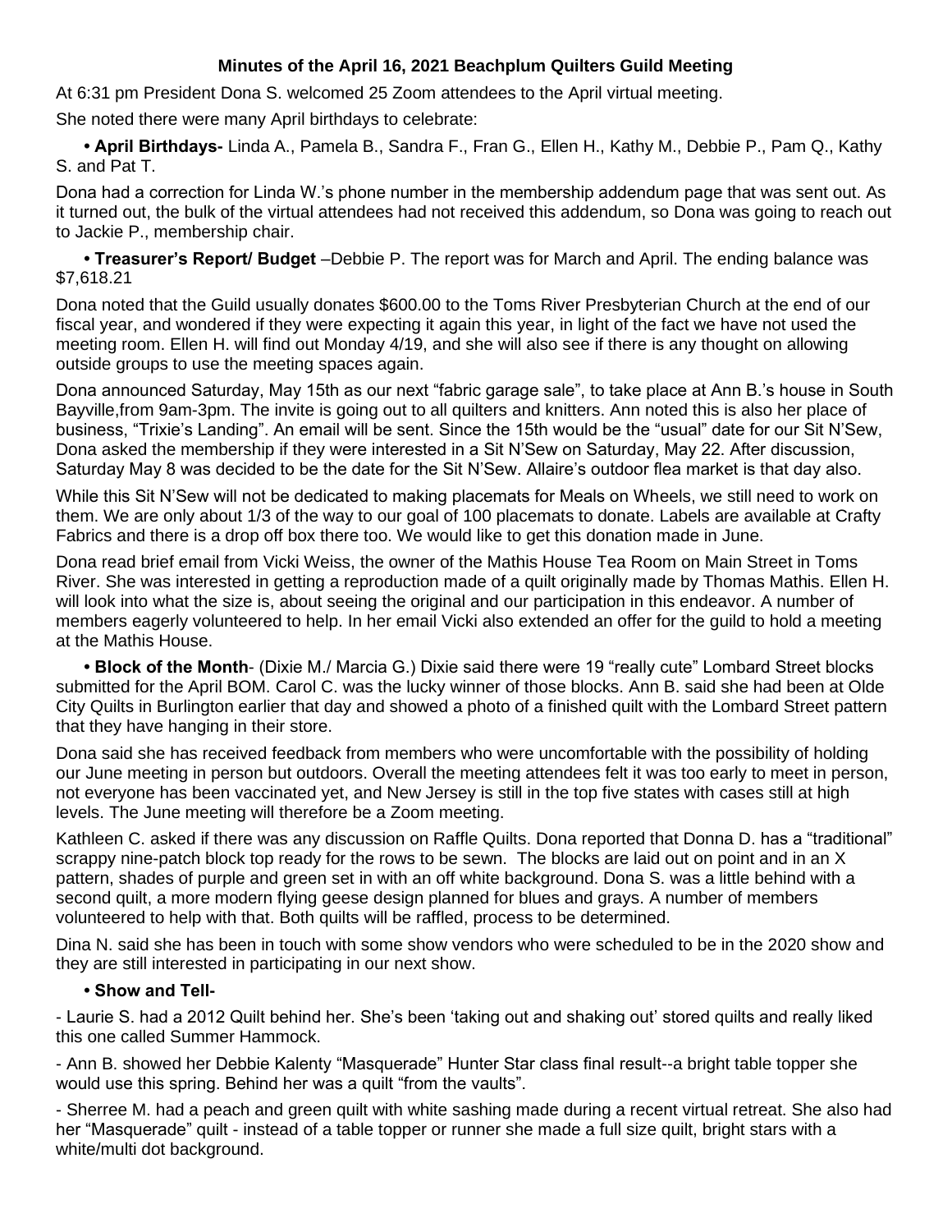**Minutes of the April 16, 2021 Beachplum Quilters Guild Meeting**

At 6:31 pm President Dona S. welcomed 25 Zoom attendees to the April virtual meeting.

She noted there were many April birthdays to celebrate:

- **April Birthdays-** Linda A., Pamela B., Sandra F., Fran G., Ellen H., Kathy M., Debbie P., Pam Q., Kathy S. and Pat T.

Dona had a correction for Linda W.'s phone number in the membership addendum page that was sent out. As it turned out, the bulk of the virtual attendees had not received this addendum, so Dona was going to reach out to Jackie P., membership chair.

- **Treasurer's Report/ Budget** –Debbie P. The report was for March and April. The ending balance was $7,618.21

Dona noted that the Guild usually donates $600.00 to the Toms River Presbyterian Church at the end of our fiscal year, and wondered if they were expecting it again this year, in light of the fact we have not used the meeting room. Ellen H. will find out Monday 4/19, and she will also see if there is any thought on allowing outside groups to use the meeting spaces again.

Dona announced Saturday, May 15th as our next "fabric garage sale", to take place at Ann B.'s house in South Bayville,from 9am-3pm. The invite is going out to all quilters and knitters. Ann noted this is also her place of business, "Trixie's Landing". An email will be sent. Since the 15th would be the "usual" date for our Sit N'Sew, Dona asked the membership if they were interested in a Sit N'Sew on Saturday, May 22. After discussion, Saturday May 8 was decided to be the date for the Sit N'Sew. Allaire's outdoor flea market is that day also.

While this Sit N'Sew will not be dedicated to making placemats for Meals on Wheels, we still need to work on them. We are only about 1/3 of the way to our goal of 100 placemats to donate. Labels are available at Crafty Fabrics and there is a drop off box there too. We would like to get this donation made in June.

Dona read brief email from Vicki Weiss, the owner of the Mathis House Tea Room on Main Street in Toms River. She was interested in getting a reproduction made of a quilt originally made by Thomas Mathis. Ellen H. will look into what the size is, about seeing the original and our participation in this endeavor. A number of members eagerly volunteered to help. In her email Vicki also extended an offer for the guild to hold a meeting at the Mathis House.

- **Block of the Month**- (Dixie M./ Marcia G.) Dixie said there were 19 "really cute" Lombard Street blocks submitted for the April BOM. Carol C. was the lucky winner of those blocks. Ann B. said she had been at Olde City Quilts in Burlington earlier that day and showed a photo of a finished quilt with the Lombard Street pattern that they have hanging in their store.

Dona said she has received feedback from members who were uncomfortable with the possibility of holding our June meeting in person but outdoors. Overall the meeting attendees felt it was too early to meet in person, not everyone has been vaccinated yet, and New Jersey is still in the top five states with cases still at high levels. The June meeting will therefore be a Zoom meeting.

Kathleen C. asked if there was any discussion on Raffle Quilts. Dona reported that Donna D. has a "traditional" scrappy nine-patch block top ready for the rows to be sewn. The blocks are laid out on point and in an X pattern, shades of purple and green set in with an off white background. Dona S. was a little behind with a second quilt, a more modern flying geese design planned for blues and grays. A number of members volunteered to help with that. Both quilts will be raffled, process to be determined.

Dina N. said she has been in touch with some show vendors who were scheduled to be in the 2020 show and they are still interested in participating in our next show.

- **Show and Tell-**

- Laurie S. had a 2012 Quilt behind her. She's been 'taking out and shaking out' stored quilts and really liked this one called Summer Hammock.

- Ann B. showed her Debbie Kalenty "Masquerade" Hunter Star class final result--a bright table topper she would use this spring. Behind her was a quilt "from the vaults".

- Sherree M. had a peach and green quilt with white sashing made during a recent virtual retreat. She also had her "Masquerade" quilt - instead of a table topper or runner she made a full size quilt, bright stars with a white/multi dot background.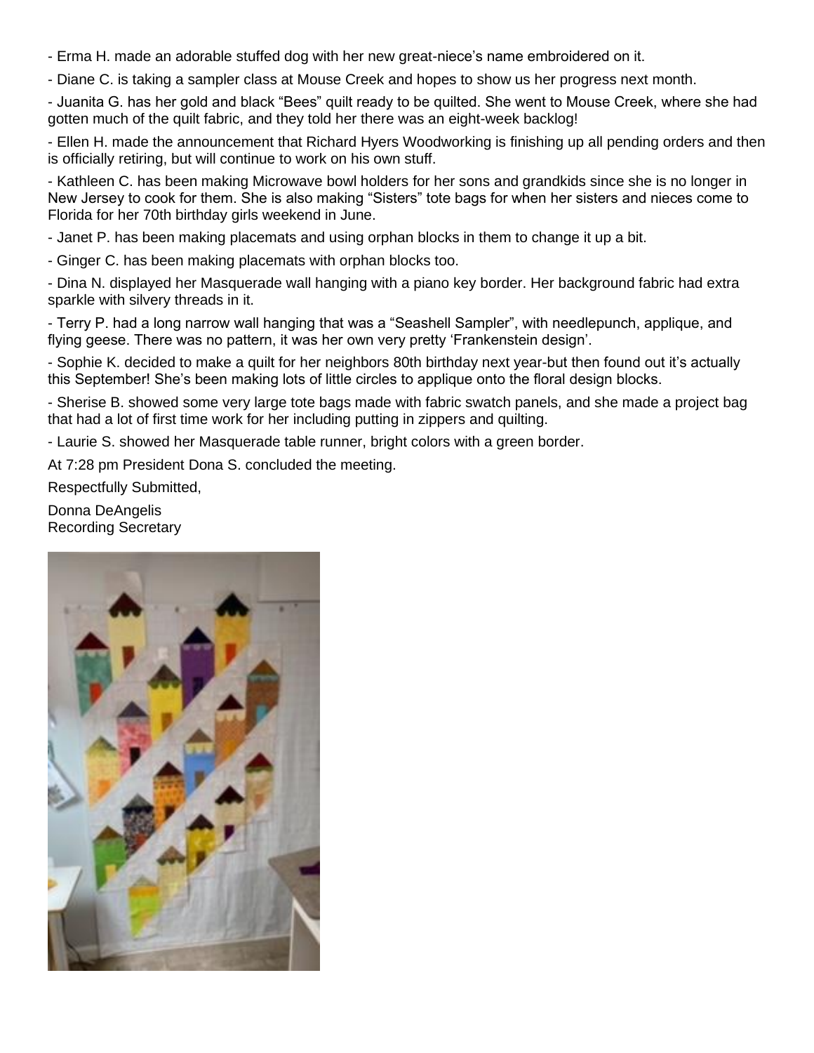- Erma H. made an adorable stuffed dog with her new great-niece's name embroidered on it.

- Diane C. is taking a sampler class at Mouse Creek and hopes to show us her progress next month.

- Juanita G. has her gold and black "Bees" quilt ready to be quilted. She went to Mouse Creek, where she had gotten much of the quilt fabric, and they told her there was an eight-week backlog!

- Ellen H. made the announcement that Richard Hyers Woodworking is finishing up all pending orders and then is officially retiring, but will continue to work on his own stuff.

- Kathleen C. has been making Microwave bowl holders for her sons and grandkids since she is no longer in New Jersey to cook for them. She is also making "Sisters" tote bags for when her sisters and nieces come to Florida for her 70th birthday girls weekend in June.

- Janet P. has been making placemats and using orphan blocks in them to change it up a bit.

- Ginger C. has been making placemats with orphan blocks too.

- Dina N. displayed her Masquerade wall hanging with a piano key border. Her background fabric had extra sparkle with silvery threads in it.

- Terry P. had a long narrow wall hanging that was a "Seashell Sampler", with needlepunch, applique, and flying geese. There was no pattern, it was her own very pretty 'Frankenstein design'.

- Sophie K. decided to make a quilt for her neighbors 80th birthday next year-but then found out it's actually this September! She's been making lots of little circles to applique onto the floral design blocks.

- Sherise B. showed some very large tote bags made with fabric swatch panels, and she made a project bag that had a lot of first time work for her including putting in zippers and quilting.

- Laurie S. showed her Masquerade table runner, bright colors with a green border.

At 7:28 pm President Dona S. concluded the meeting.

Respectfully Submitted,

Donna DeAngelis
Recording Secretary